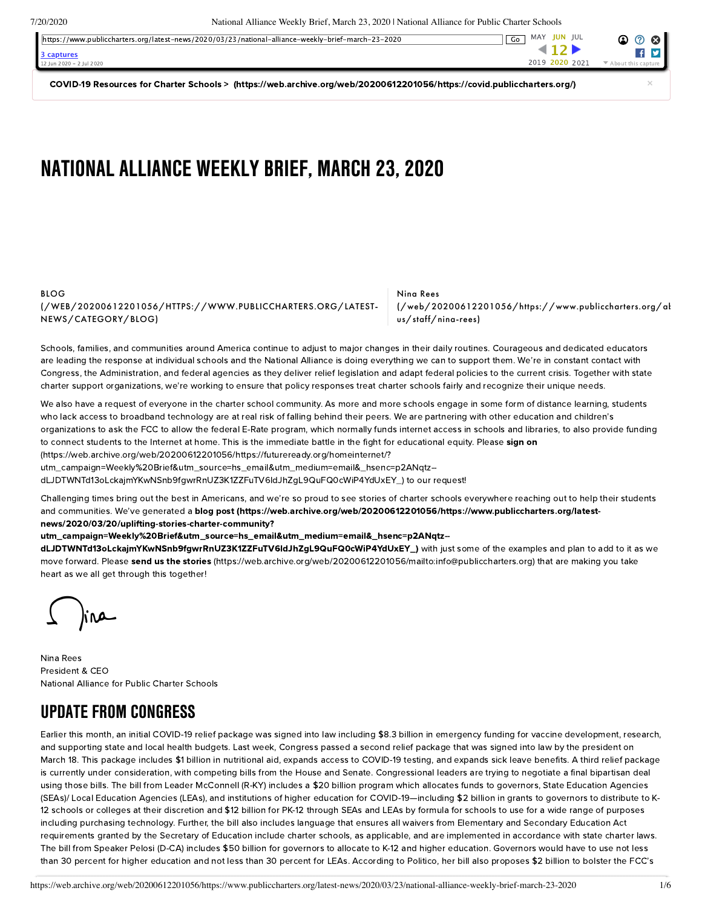COVID-19 Resources for Charter Schools > (https://web.archive.org/web/20200612201056/https://covid.publiccharters.org/)

# NATIONAL ALLIANCE WEEKLY BRIEF, MARCH 23, 2020

BLOG (/WEB/20200612201056/HTTPS://WWW.PUBLICCHARTERS.ORG/LATEST-NEWS/CATEGORY/BLOG)

Nina Rees (/web/20200612201056/https://www.publiccharters.org/about-us/staff/nina-rees)

Schools, families, and communities around America continue to adjust to major changes in their daily routines. Courageous and dedicated educators are leading the response at individual schools and the National Alliance is doing everything we can to support them. We're in constant contact with Congress, the Administration, and federal agencies as they deliver relief legislation and adapt federal policies to the current crisis. Together with state charter support organizations, we're working to ensure that policy responses treat charter schools fairly and recognize their unique needs.

We also have a request of everyone in the charter school community. As more and more schools engage in some form of distance learning, students who lack access to broadband technology are at real risk of falling behind their peers. We are partnering with other education and children's organizations to ask the FCC to allow the federal E-Rate program, which normally funds internet access in schools and libraries, to also provide funding to connect students to the Internet at home. This is the immediate battle in the fight for educational equity. Please **sign on** (https://web.archive.org/web/20200612201056/https://futureready.org/homeinternet/?utm_campaign=Weekly%20Brief&utm_source=hs_email&utm_medium=email&_hsenc=p2ANqtz--dLJDTWNTd13oLckajmYKwNSnb9fgwrRnUZ3K1ZZFuTV6ldJhZgL9QuFQ0cWiP4YdUxEY_) to our request!

Challenging times bring out the best in Americans, and we're so proud to see stories of charter schools everywhere reaching out to help their students and communities. We've generated a **blog post (https://web.archive.org/web/20200612201056/https://www.publiccharters.org/latest-news/2020/03/20/uplifting-stories-charter-community?utm_campaign=Weekly%20Brief&utm_source=hs_email&utm_medium=email&_hsenc=p2ANqtz--dLJDTWNTd13oLckajmYKwNSnb9fgwrRnUZ3K1ZZFuTV6ldJhZgL9QuFQ0cWiP4YdUxEY_)** with just some of the examples and plan to add to it as we move forward. Please **send us the stories** (https://web.archive.org/web/20200612201056/mailto:info@publiccharters.org) that are making you take heart as we all get through this together!

Nina

Nina Rees
President & CEO
National Alliance for Public Charter Schools

## UPDATE FROM CONGRESS

Earlier this month, an initial COVID-19 relief package was signed into law including $8.3 billion in emergency funding for vaccine development, research, and supporting state and local health budgets. Last week, Congress passed a second relief package that was signed into law by the president on March 18. This package includes $1 billion in nutritional aid, expands access to COVID-19 testing, and expands sick leave benefits. A third relief package is currently under consideration, with competing bills from the House and Senate. Congressional leaders are trying to negotiate a final bipartisan deal using those bills. The bill from Leader McConnell (R-KY) includes a $20 billion program which allocates funds to governors, State Education Agencies (SEAs)/ Local Education Agencies (LEAs), and institutions of higher education for COVID-19—including $2 billion in grants to governors to distribute to K-12 schools or colleges at their discretion and $12 billion for PK-12 through SEAs and LEAs by formula for schools to use for a wide range of purposes including purchasing technology. Further, the bill also includes language that ensures all waivers from Elementary and Secondary Education Act requirements granted by the Secretary of Education include charter schools, as applicable, and are implemented in accordance with state charter laws. The bill from Speaker Pelosi (D-CA) includes $50 billion for governors to allocate to K-12 and higher education. Governors would have to use not less than 30 percent for higher education and not less than 30 percent for LEAs. According to Politico, her bill also proposes $2 billion to bolster the FCC's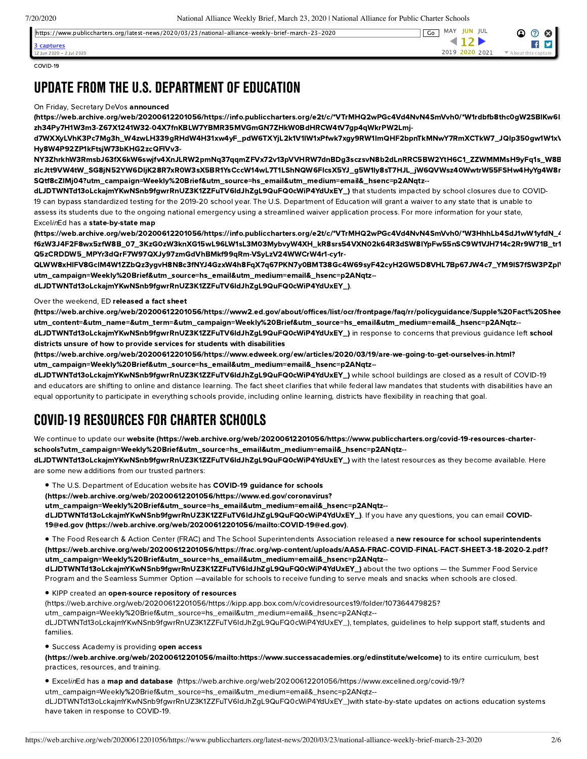COVID-19

# UPDATE FROM THE U.S. DEPARTMENT OF EDUCATION

On Friday, Secretary DeVos **announced (https://web.archive.org/web/20200612201056/https://info.publiccharters.org/e2t/c/*VTrMHQ2wPGc4Vd4NvN4SmVvh0/*W1rdbfb8thc0gW2SBlKw6I zh34Py7H1W3m3-Z67X1241W32-04X7fnKBLW7YBMR35MVGmGN7ZHkW0BdHRCW4tV7gp4qWkrPW2Lmj- d7WXXyLVhK3Pc7Mg3h_W4zwLH339gRHdW4H31xw4yF_pdW6TXYjL2k1V1lW1xPfwk7xgy9RW1lmQHF2bpnTkMNwY7RmXCTkW7_JQlp350gw1W1x Hy8W4P92ZP1kFtsjW73bKHG2zcQFlVv3- NY3ZhrkhW3RmsbJ63fX6kW6swjfv4XnJLRW2pmNq37qqmZFVx72v13pVVHRW7dnBDg3sczsvN8b2dLnRRC5BW2YtH6C1_ZZWMMMsH9yFq1s_W8B zlcJtt9VW4tW_SG8jN52YW6DIjK28R7xR0W3sX5BR1YsCccW14wL7T1LShNQW6FlcsX5YJ_g5W1ly8sT7HJL_jW6QVWsz40WwtrW55FSHw4HyYg4W8r SQtf8cZIMj04?utm_campaign=Weekly%20Brief&utm_source=hs_email&utm_medium=email&_hsenc=p2ANqtz-- dLJDTWNTd13oLckajmYKwNSnb9fgwrRnUZ3K1ZZFuTV6IdJhZgL9QuFQ0cWiP4YdUxEY_)** that students impacted by school closures due to COVID-19 can bypass standardized testing for the 2019-20 school year. The U.S. Department of Education will grant a waiver to any state that is unable to assess its students due to the ongoing national emergency using a streamlined waiver application process. For more information for your state, Excel*in*Ed has a **state-by-state map (https://web.archive.org/web/20200612201056/https://info.publiccharters.org/e2t/c/*VTrMHQ2wPGc4Vd4NvN4SmVvh0/*W3HhhLb4SdJ1wW1yfdN_4 f6zW3J4F2F8wx5zfW8B_07_3KzG0zW3knXG15wL96LW1sL3M03MybvyW4XH_kR8srs54VXN02k64R3dSW8IYpFw55nSC9W1VJH714c2Rr9W71B_tr1 Q5zCRDDW5_MPYr3dQrF7W97QXJy97zmGdVhBMkf99qRm-VSyLzV24WWCrW4r1-cy1r- QLWW8xHIFV8GcIM4W1ZZbQz3ygvH8N8c3fNYJ4GzxW4h8FqX7q67PKN7y0BMT38Gc4W69syF42cyH2GW5D8VHL7Bp67JW4c7_YM9lS7fSW3PZpl utm_campaign=Weekly%20Brief&utm_source=hs_email&utm_medium=email&_hsenc=p2ANqtz-- dLJDTWNTd13oLckajmYKwNSnb9fgwrRnUZ3K1ZZFuTV6IdJhZgL9QuFQ0cWiP4YdUxEY_)**.

Over the weekend, ED **released a fact sheet (https://web.archive.org/web/20200612201056/https://www2.ed.gov/about/offices/list/ocr/frontpage/faq/rr/policyguidance/Supple%20Fact%20Shee utm_content=&utm_name=&utm_term=&utm_campaign=Weekly%20Brief&utm_source=hs_email&utm_medium=email&_hsenc=p2ANqtz-- dLJDTWNTd13oLckajmYKwNSnb9fgwrRnUZ3K1ZZFuTV6IdJhZgL9QuFQ0cWiP4YdUxEY_)** in response to concerns that previous guidance left **school districts unsure of how to provide services for students with disabilities (https://web.archive.org/web/20200612201056/https://www.edweek.org/ew/articles/2020/03/19/are-we-going-to-get-ourselves-in.html? utm_campaign=Weekly%20Brief&utm_source=hs_email&utm_medium=email&_hsenc=p2ANqtz-- dLJDTWNTd13oLckajmYKwNSnb9fgwrRnUZ3K1ZZFuTV6IdJhZgL9QuFQ0cWiP4YdUxEY_)** while school buildings are closed as a result of COVID-19 and educators are shifting to online and distance learning. The fact sheet clarifies that while federal law mandates that students with disabilities have an equal opportunity to participate in everything schools provide, including online learning, districts have flexibility in reaching that goal.

# COVID-19 RESOURCES FOR CHARTER SCHOOLS

We continue to update our **website (https://web.archive.org/web/20200612201056/https://www.publiccharters.org/covid-19-resources-charter-schools?utm_campaign=Weekly%20Brief&utm_source=hs_email&utm_medium=email&_hsenc=p2ANqtz-- dLJDTWNTd13oLckajmYKwNSnb9fgwrRnUZ3K1ZZFuTV6IdJhZgL9QuFQ0cWiP4YdUxEY_)** with the latest resources as they become available. Here are some new additions from our trusted partners:

- The U.S. Department of Education website has **COVID-19 guidance for schools (https://web.archive.org/web/20200612201056/https://www.ed.gov/coronavirus? utm_campaign=Weekly%20Brief&utm_source=hs_email&utm_medium=email&_hsenc=p2ANqtz-- dLJDTWNTd13oLckajmYKwNSnb9fgwrRnUZ3K1ZZFuTV6IdJhZgL9QuFQ0cWiP4YdUxEY_)**. If you have any questions, you can email **COVID-19@ed.gov (https://web.archive.org/web/20200612201056/mailto:COVID-19@ed.gov)**.
- The Food Research & Action Center (FRAC) and The School Superintendents Association released a **new resource for school superintendents (https://web.archive.org/web/20200612201056/https://frac.org/wp-content/uploads/AASA-FRAC-COVID-FINAL-FACT-SHEET-3-18-2020-2.pdf? utm_campaign=Weekly%20Brief&utm_source=hs_email&utm_medium=email&_hsenc=p2ANqtz-- dLJDTWNTd13oLckajmYKwNSnb9fgwrRnUZ3K1ZZFuTV6IdJhZgL9QuFQ0cWiP4YdUxEY_)** about the two options — the Summer Food Service Program and the Seamless Summer Option —available for schools to receive funding to serve meals and snacks when schools are closed.
- KIPP created an **open-source repository of resources** (https://web.archive.org/web/20200612201056/https://kipp.app.box.com/v/covidresources19/folder/107364479825? utm_campaign=Weekly%20Brief&utm_source=hs_email&utm_medium=email&_hsenc=p2ANqtz-- dLJDTWNTd13oLckajmYKwNSnb9fgwrRnUZ3K1ZZFuTV6IdJhZgL9QuFQ0cWiP4YdUxEY_), templates, guidelines to help support staff, students and families.
- Success Academy is providing **open access (https://web.archive.org/web/20200612201056/mailto:https://www.successacademies.org/edinstitute/welcome)** to its entire curriculum, best practices, resources, and training.
- Excel*in*Ed has a **map and database** (https://web.archive.org/web/20200612201056/https://www.excelined.org/covid-19/? utm_campaign=Weekly%20Brief&utm_source=hs_email&utm_medium=email&_hsenc=p2ANqtz-- dLJDTWNTd13oLckajmYKwNSnb9fgwrRnUZ3K1ZZFuTV6IdJhZgL9QuFQ0cWiP4YdUxEY_)with state-by-state updates on actions education systems have taken in response to COVID-19.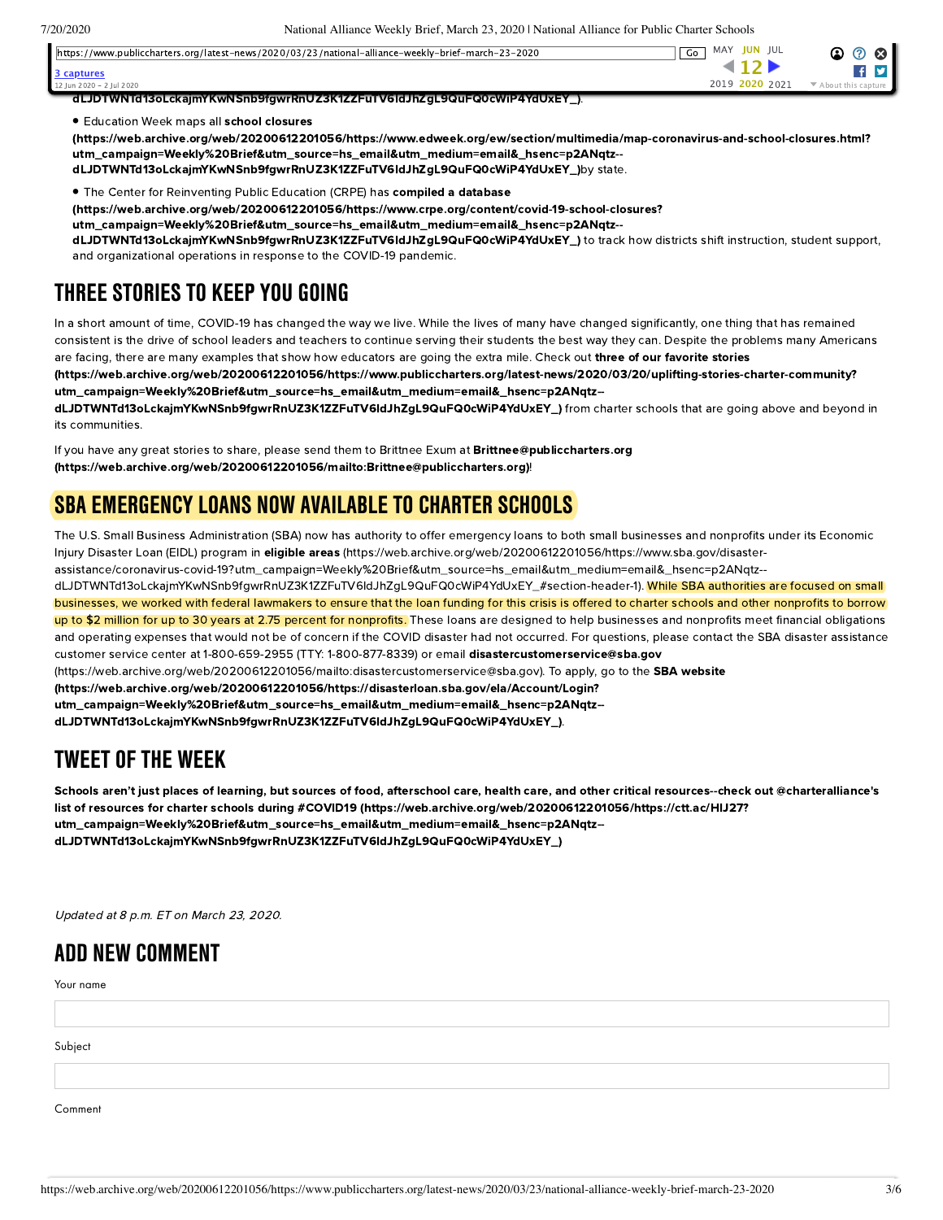dLJDTWNTd13oLckajmYKwNSnb9fgwrRnUZ3K1ZZFuTV6ldJhZgL9QuFQ0cWiP4YdUxEY_).

- Education Week maps all **school closures (https://web.archive.org/web/20200612201056/https://www.edweek.org/ew/section/multimedia/map-coronavirus-and-school-closures.html?utm_campaign=Weekly%20Brief&utm_source=hs_email&utm_medium=email&_hsenc=p2ANqtz--dLJDTWNTd13oLckajmYKwNSnb9fgwrRnUZ3K1ZZFuTV6ldJhZgL9QuFQ0cWiP4YdUxEY_)**by state.
- The Center for Reinventing Public Education (CRPE) has **compiled a database (https://web.archive.org/web/20200612201056/https://www.crpe.org/content/covid-19-school-closures?utm_campaign=Weekly%20Brief&utm_source=hs_email&utm_medium=email&_hsenc=p2ANqtz--dLJDTWNTd13oLckajmYKwNSnb9fgwrRnUZ3K1ZZFuTV6ldJhZgL9QuFQ0cWiP4YdUxEY_)** to track how districts shift instruction, student support, and organizational operations in response to the COVID-19 pandemic.

## THREE STORIES TO KEEP YOU GOING

In a short amount of time, COVID-19 has changed the way we live. While the lives of many have changed significantly, one thing that has remained consistent is the drive of school leaders and teachers to continue serving their students the best way they can. Despite the problems many Americans are facing, there are many examples that show how educators are going the extra mile. Check out **three of our favorite stories (https://web.archive.org/web/20200612201056/https://www.publiccharters.org/latest-news/2020/03/20/uplifting-stories-charter-community?utm_campaign=Weekly%20Brief&utm_source=hs_email&utm_medium=email&_hsenc=p2ANqtz--dLJDTWNTd13oLckajmYKwNSnb9fgwrRnUZ3K1ZZFuTV6ldJhZgL9QuFQ0cWiP4YdUxEY_)** from charter schools that are going above and beyond in its communities.

If you have any great stories to share, please send them to Brittnee Exum at **Brittnee@publiccharters.org (https://web.archive.org/web/20200612201056/mailto:Brittnee@publiccharters.org)**!

## SBA EMERGENCY LOANS NOW AVAILABLE TO CHARTER SCHOOLS

The U.S. Small Business Administration (SBA) now has authority to offer emergency loans to both small businesses and nonprofits under its Economic Injury Disaster Loan (EIDL) program in **eligible areas** (https://web.archive.org/web/20200612201056/https://www.sba.gov/disaster-assistance/coronavirus-covid-19?utm_campaign=Weekly%20Brief&utm_source=hs_email&utm_medium=email&_hsenc=p2ANqtz--dLJDTWNTd13oLckajmYKwNSnb9fgwrRnUZ3K1ZZFuTV6ldJhZgL9QuFQ0cWiP4YdUxEY_#section-header-1). While SBA authorities are focused on small businesses, we worked with federal lawmakers to ensure that the loan funding for this crisis is offered to charter schools and other nonprofits to borrow up to $2 million for up to 30 years at 2.75 percent for nonprofits. These loans are designed to help businesses and nonprofits meet financial obligations and operating expenses that would not be of concern if the COVID disaster had not occurred. For questions, please contact the SBA disaster assistance customer service center at 1-800-659-2955 (TTY: 1-800-877-8339) or email **disastercustomerservice@sba.gov** (https://web.archive.org/web/20200612201056/mailto:disastercustomerservice@sba.gov). To apply, go to the **SBA website (https://web.archive.org/web/20200612201056/https://disasterloan.sba.gov/ela/Account/Login?utm_campaign=Weekly%20Brief&utm_source=hs_email&utm_medium=email&_hsenc=p2ANqtz--dLJDTWNTd13oLckajmYKwNSnb9fgwrRnUZ3K1ZZFuTV6ldJhZgL9QuFQ0cWiP4YdUxEY_)**.

## TWEET OF THE WEEK

**Schools aren't just places of learning, but sources of food, afterschool care, health care, and other critical resources--check out @charteralliance's list of resources for charter schools during #COVID19 (https://web.archive.org/web/20200612201056/https://ctt.ac/HlJ27?utm_campaign=Weekly%20Brief&utm_source=hs_email&utm_medium=email&_hsenc=p2ANqtz--dLJDTWNTd13oLckajmYKwNSnb9fgwrRnUZ3K1ZZFuTV6ldJhZgL9QuFQ0cWiP4YdUxEY_)**

*Updated at 8 p.m. ET on March 23, 2020.*

## ADD NEW COMMENT

Your name

Subject

Comment